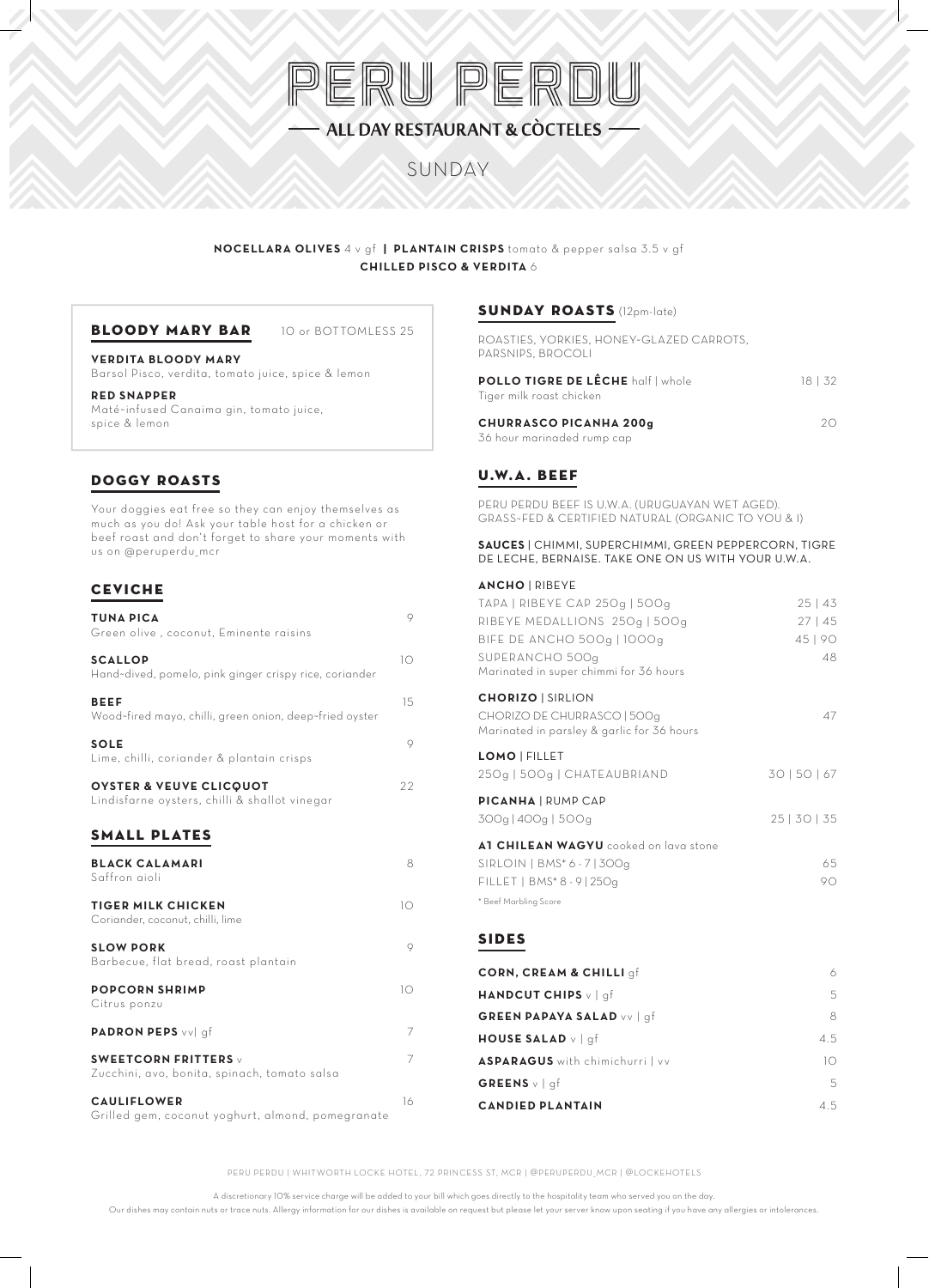# PERU PERDU

## ALL DAY RESTAURANT & CÒCTELES

SUNDAY

**NOCELLARA OLIVES** 4 v gf | **PLANTAIN CRISPS** tomato & pepper salsa 3.5 v gf
**CHILLED PISCO & VERDITA** 6

## BLOODY MARY BAR

10 or BOTTOMLESS 25

**VERDITA BLOODY MARY**
Barsol Pisco, verdita, tomato juice, spice & lemon

**RED SNAPPER**
Maté-infused Canaima gin, tomato juice, spice & lemon

## DOGGY ROASTS

Your doggies eat free so they can enjoy themselves as much as you do! Ask your table host for a chicken or beef roast and don't forget to share your moments with us on @peruperdu_mcr

## CEVICHE

| | |
|---|---|
| **TUNA PICA**<br>Green olive , coconut, Eminente raisins | 9 |
| **SCALLOP**<br>Hand-dived, pomelo, pink ginger crispy rice, coriander | 10 |
| **BEEF**<br>Wood-fired mayo, chilli, green onion, deep-fried oyster | 15 |
| **SOLE**<br>Lime, chilli, coriander & plantain crisps | 9 |
| **OYSTER & VEUVE CLICQUOT**<br>Lindisfarne oysters, chilli & shallot vinegar | 22 |

## SMALL PLATES

| | |
|---|---|
| **BLACK CALAMARI**<br>Saffron aioli | 8 |
| **TIGER MILK CHICKEN**<br>Coriander, coconut, chilli, lime | 10 |
| **SLOW PORK**<br>Barbecue, flat bread, roast plantain | 9 |
| **POPCORN SHRIMP**<br>Citrus ponzu | 10 |
| **PADRON PEPS** vv\| gf | 7 |
| **SWEETCORN FRITTERS** v<br>Zucchini, avo, bonita, spinach, tomato salsa | 7 |
| **CAULIFLOWER**<br>Grilled gem, coconut yoghurt, almond, pomegranate | 16 |

## SUNDAY ROASTS (12pm-late)

ROASTIES, YORKIES, HONEY-GLAZED CARROTS, PARSNIPS, BROCOLI

| | |
|---|---|
| **POLLO TIGRE DE LÊCHE** half \| whole<br>Tiger milk roast chicken | 18 \| 32 |
| **CHURRASCO PICANHA 200g**<br>36 hour marinaded rump cap | 20 |

## U.W.A. BEEF

PERU PERDU BEEF IS U.W.A. (URUGUAYAN WET AGED). GRASS-FED & CERTIFIED NATURAL (ORGANIC TO YOU & I)

**SAUCES** | CHIMMI, SUPERCHIMMI, GREEN PEPPERCORN, TIGRE DE LECHE, BERNAISE. TAKE ONE ON US WITH YOUR U.W.A.

**ANCHO** | RIBEYE

| | |
|---|---|
| TAPA \| RIBEYE CAP 250g \| 500g | 25 \| 43 |
| RIBEYE MEDALLIONS 250g \| 500g | 27 \| 45 |
| BIFE DE ANCHO 500g \| 1000g | 45 \| 90 |
| SUPERANCHO 500g<br>Marinated in super chimmi for 36 hours | 48 |

**CHORIZO** | SIRLION

| | |
|---|---|
| CHORIZO DE CHURRASCO \| 500g<br>Marinated in parsley & garlic for 36 hours | 47 |

**LOMO** | FILLET

| | |
|---|---|
| 250g \| 500g \| CHATEAUBRIAND | 30 \| 50 \| 67 |

**PICANHA** | RUMP CAP

| | |
|---|---|
| 300g \| 400g \| 500g | 25 \| 30 \| 35 |

**A1 CHILEAN WAGYU** cooked on lava stone

| | |
|---|---|
| SIRLOIN \| BMS* 6 - 7 \| 300g | 65 |
| FILLET \| BMS* 8 - 9 \| 250g | 90 |

* Beef Marbling Score

## SIDES

| | |
|---|---|
| **CORN, CREAM & CHILLI** gf | 6 |
| **HANDCUT CHIPS** v \| gf | 5 |
| **GREEN PAPAYA SALAD** vv \| gf | 8 |
| **HOUSE SALAD** v \| gf | 4.5 |
| **ASPARAGUS** with chimichurri \| vv | 10 |
| **GREENS** v \| gf | 5 |
| **CANDIED PLANTAIN** | 4.5 |

PERU PERDU | WHITWORTH LOCKE HOTEL, 72 PRINCESS ST, MCR | @PERUPERDU_MCR | @LOCKEHOTELS

A discretionary 10% service charge will be added to your bill which goes directly to the hospitality team who served you on the day.
Our dishes may contain nuts or trace nuts. Allergy information for our dishes is available on request but please let your server know upon seating if you have any allergies or intolerances.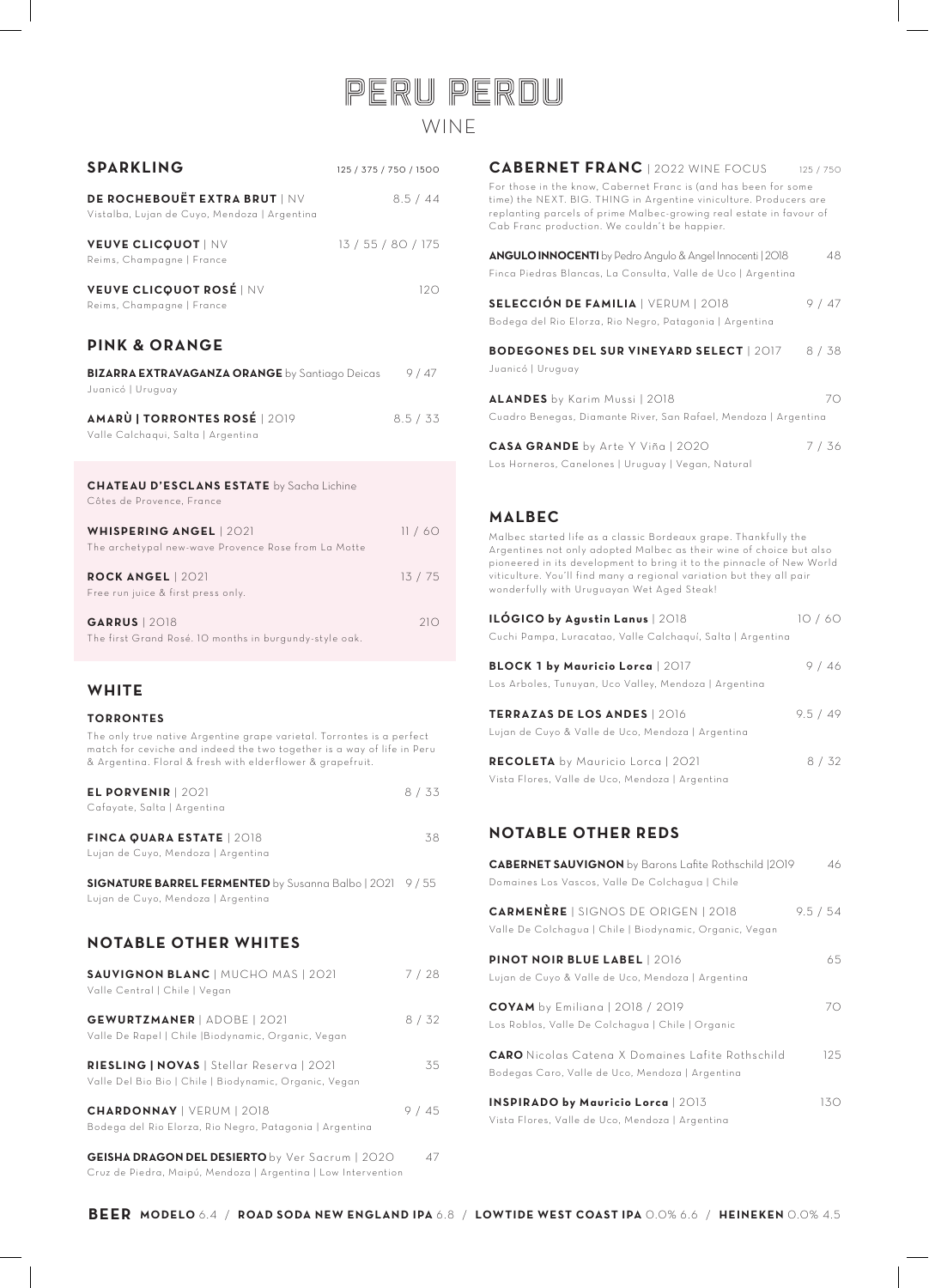# PERU PERDU

WINE

## SPARKLING

125 / 375 / 750 / 1500

**DE ROCHEBOUËT EXTRA BRUT** | NV — 8.5 / 44
Vistalba, Lujan de Cuyo, Mendoza | Argentina

**VEUVE CLICQUOT** | NV — 13 / 55 / 80 / 175
Reims, Champagne | France

**VEUVE CLICQUOT ROSÉ** | NV — 120
Reims, Champagne | France

## PINK & ORANGE

**BIZARRA EXTRAVAGANZA ORANGE** by Santiago Deicas — 9 / 47
Juanicó | Uruguay

**AMARÙ | TORRONTES ROSÉ** | 2019 — 8.5 / 33
Valle Calchaqui, Salta | Argentina

**CHATEAU D'ESCLANS ESTATE** by Sacha Lichine
Côtes de Provence, France

**WHISPERING ANGEL** | 2021 — 11 / 60
The archetypal new-wave Provence Rose from La Motte

**ROCK ANGEL** | 2021 — 13 / 75
Free run juice & first press only.

**GARRUS** | 2018 — 210
The first Grand Rosé. 10 months in burgundy-style oak.

## WHITE

### TORRONTES

The only true native Argentine grape varietal. Torrontes is a perfect match for ceviche and indeed the two together is a way of life in Peru & Argentina. Floral & fresh with elderflower & grapefruit.

**EL PORVENIR** | 2021 — 8 / 33
Cafayate, Salta | Argentina

**FINCA QUARA ESTATE** | 2018 — 38
Lujan de Cuyo, Mendoza | Argentina

**SIGNATURE BARREL FERMENTED** by Susanna Balbo | 2021 — 9 / 55
Lujan de Cuyo, Mendoza | Argentina

## NOTABLE OTHER WHITES

**SAUVIGNON BLANC** | MUCHO MAS | 2021 — 7 / 28
Valle Central | Chile | Vegan

**GEWURTZMANER** | ADOBE | 2021 — 8 / 32
Valle De Rapel | Chile |Biodynamic, Organic, Vegan

**RIESLING | NOVAS** | Stellar Reserva | 2021 — 35
Valle Del Bio Bio | Chile | Biodynamic, Organic, Vegan

**CHARDONNAY** | VERUM | 2018 — 9 / 45
Bodega del Rio Elorza, Rio Negro, Patagonia | Argentina

**GEISHA DRAGON DEL DESIERTO** by Ver Sacrum | 2020 — 47
Cruz de Piedra, Maipú, Mendoza | Argentina | Low Intervention

## CABERNET FRANC | 2022 WINE FOCUS

125 / 750

For those in the know, Cabernet Franc is (and has been for some time) the NEXT. BIG. THING in Argentine viniculture. Producers are replanting parcels of prime Malbec-growing real estate in favour of Cab Franc production. We couldn't be happier.

**ANGULO INNOCENTI** by Pedro Angulo & Angel Innocenti | 2018 — 48
Finca Piedras Blancas, La Consulta, Valle de Uco | Argentina

**SELECCIÓN DE FAMILIA** | VERUM | 2018 — 9 / 47
Bodega del Rio Elorza, Rio Negro, Patagonia | Argentina

**BODEGONES DEL SUR VINEYARD SELECT** | 2017 — 8 / 38
Juanicó | Uruguay

**ALANDES** by Karim Mussi | 2018 — 70
Cuadro Benegas, Diamante River, San Rafael, Mendoza | Argentina

**CASA GRANDE** by Arte Y Viña | 2020 — 7 / 36
Los Horneros, Canelones | Uruguay | Vegan, Natural

## MALBEC

Malbec started life as a classic Bordeaux grape. Thankfully the Argentines not only adopted Malbec as their wine of choice but also pioneered in its development to bring it to the pinnacle of New World viticulture. You'll find many a regional variation but they all pair wonderfully with Uruguayan Wet Aged Steak!

**ILÓGICO by Agustin Lanus** | 2018 — 10 / 60
Cuchi Pampa, Luracatao, Valle Calchaquí, Salta | Argentina

**BLOCK 1 by Mauricio Lorca** | 2017 — 9 / 46
Los Arboles, Tunuyan, Uco Valley, Mendoza | Argentina

**TERRAZAS DE LOS ANDES** | 2016 — 9.5 / 49
Lujan de Cuyo & Valle de Uco, Mendoza | Argentina

**RECOLETA** by Mauricio Lorca | 2021 — 8 / 32
Vista Flores, Valle de Uco, Mendoza | Argentina

## NOTABLE OTHER REDS

**CABERNET SAUVIGNON** by Barons Lafite Rothschild |2019 — 46
Domaines Los Vascos, Valle De Colchagua | Chile

**CARMENÈRE** | SIGNOS DE ORIGEN | 2018 — 9.5 / 54
Valle De Colchagua | Chile | Biodynamic, Organic, Vegan

**PINOT NOIR BLUE LABEL** | 2016 — 65
Lujan de Cuyo & Valle de Uco, Mendoza | Argentina

**COYAM** by Emiliana | 2018 / 2019 — 70
Los Roblos, Valle De Colchagua | Chile | Organic

**CARO** Nicolas Catena X Domaines Lafite Rothschild — 125
Bodegas Caro, Valle de Uco, Mendoza | Argentina

**INSPIRADO by Mauricio Lorca** | 2013 — 130
Vista Flores, Valle de Uco, Mendoza | Argentina

**BEER** **MODELO** 6.4 / **ROAD SODA NEW ENGLAND IPA** 6.8 / **LOWTIDE WEST COAST IPA** 0.0% 6.6 / **HEINEKEN** 0.0% 4.5